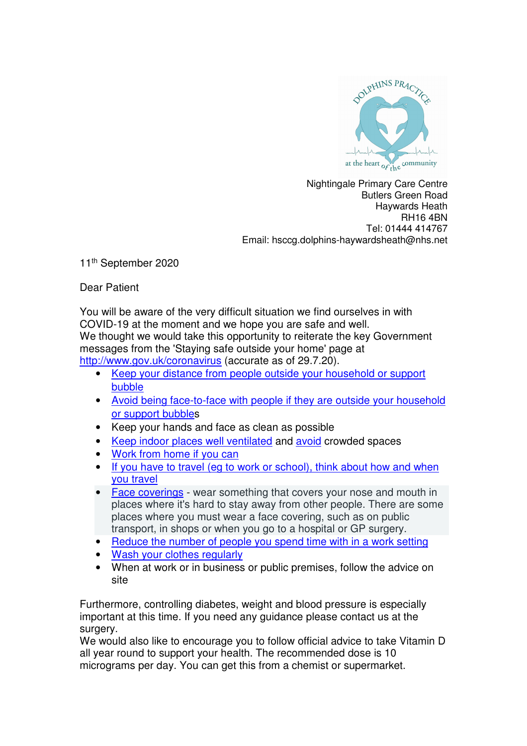Nightingale Primary Care Centre
Butlers Green Road
Haywards Heath
RH16 4BN
Tel: 01444 414767
Email: hsccg.dolphins-haywardsheath@nhs.net

11th September 2020

Dear Patient

You will be aware of the very difficult situation we find ourselves in with COVID-19 at the moment and we hope you are safe and well.
We thought we would take this opportunity to reiterate the key Government messages from the 'Staying safe outside your home' page at http://www.gov.uk/coronavirus (accurate as of 29.7.20).

- Keep your distance from people outside your household or support bubble
- Avoid being face-to-face with people if they are outside your household or support bubbles
- Keep your hands and face as clean as possible
- Keep indoor places well ventilated and avoid crowded spaces
- Work from home if you can
- If you have to travel (eg to work or school), think about how and when you travel
- Face coverings - wear something that covers your nose and mouth in places where it's hard to stay away from other people. There are some places where you must wear a face covering, such as on public transport, in shops or when you go to a hospital or GP surgery.
- Reduce the number of people you spend time with in a work setting
- Wash your clothes regularly
- When at work or in business or public premises, follow the advice on site

Furthermore, controlling diabetes, weight and blood pressure is especially important at this time. If you need any guidance please contact us at the surgery.
We would also like to encourage you to follow official advice to take Vitamin D all year round to support your health. The recommended dose is 10 micrograms per day. You can get this from a chemist or supermarket.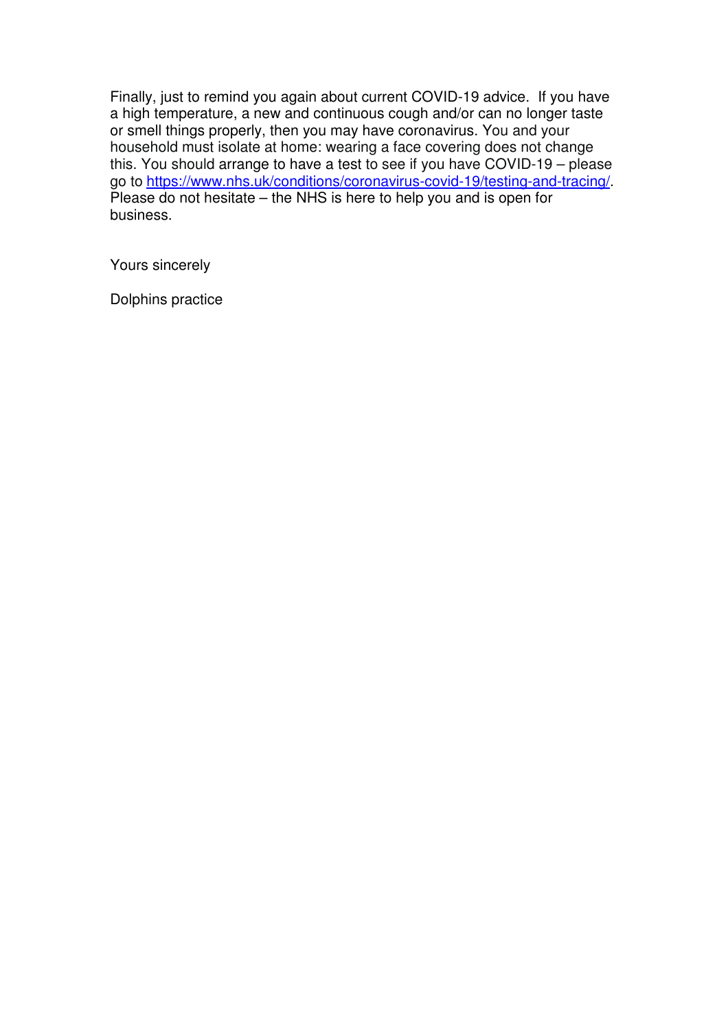Finally, just to remind you again about current COVID-19 advice. If you have a high temperature, a new and continuous cough and/or can no longer taste or smell things properly, then you may have coronavirus. You and your household must isolate at home: wearing a face covering does not change this. You should arrange to have a test to see if you have COVID-19 – please go to https://www.nhs.uk/conditions/coronavirus-covid-19/testing-and-tracing/. Please do not hesitate – the NHS is here to help you and is open for business.

Yours sincerely

Dolphins practice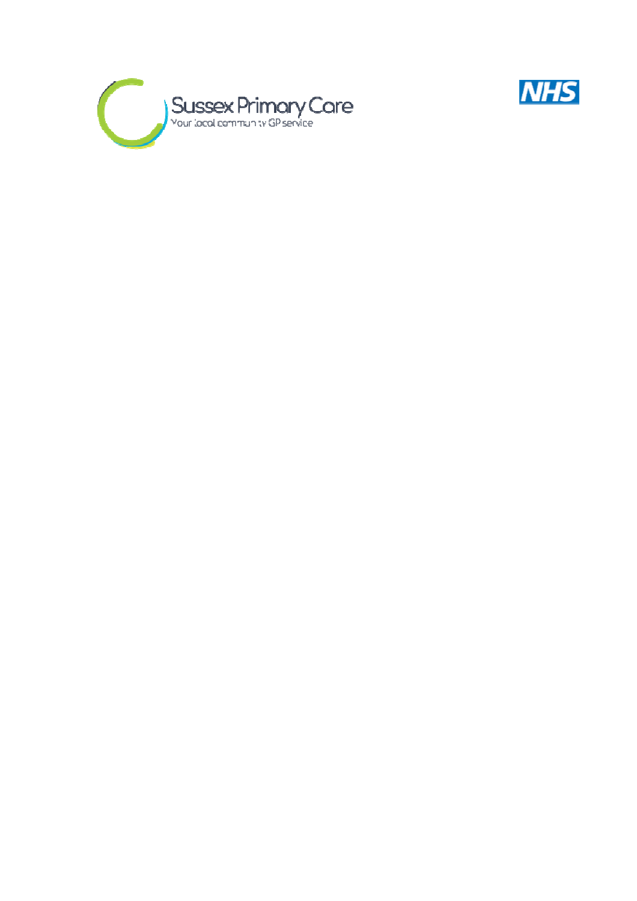Sussex Primary Care

Your local community GP service

NHS